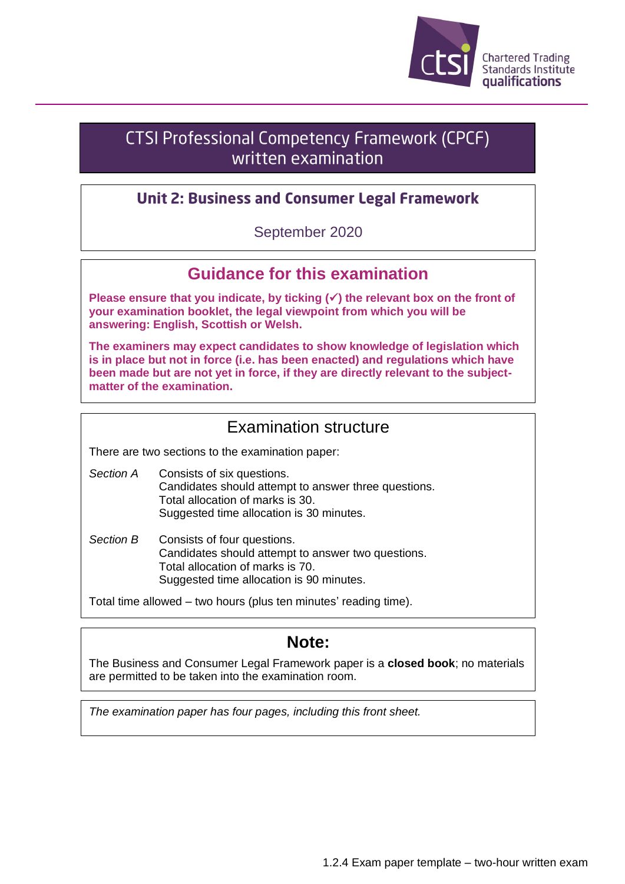Chartered Trading Standards Institute qualifications

# CTSI Professional Competency Framework (CPCF) written examination

## Unit 2: Business and Consumer Legal Framework

September 2020

## Guidance for this examination

**Please ensure that you indicate, by ticking (✓) the relevant box on the front of your examination booklet, the legal viewpoint from which you will be answering: English, Scottish or Welsh.**

**The examiners may expect candidates to show knowledge of legislation which is in place but not in force (i.e. has been enacted) and regulations which have been made but are not yet in force, if they are directly relevant to the subject-matter of the examination.**

## Examination structure

There are two sections to the examination paper:

*Section A* Consists of six questions.
Candidates should attempt to answer three questions.
Total allocation of marks is 30.
Suggested time allocation is 30 minutes.

*Section B* Consists of four questions.
Candidates should attempt to answer two questions.
Total allocation of marks is 70.
Suggested time allocation is 90 minutes.

Total time allowed – two hours (plus ten minutes' reading time).

## Note:

The Business and Consumer Legal Framework paper is a **closed book**; no materials are permitted to be taken into the examination room.

*The examination paper has four pages, including this front sheet.*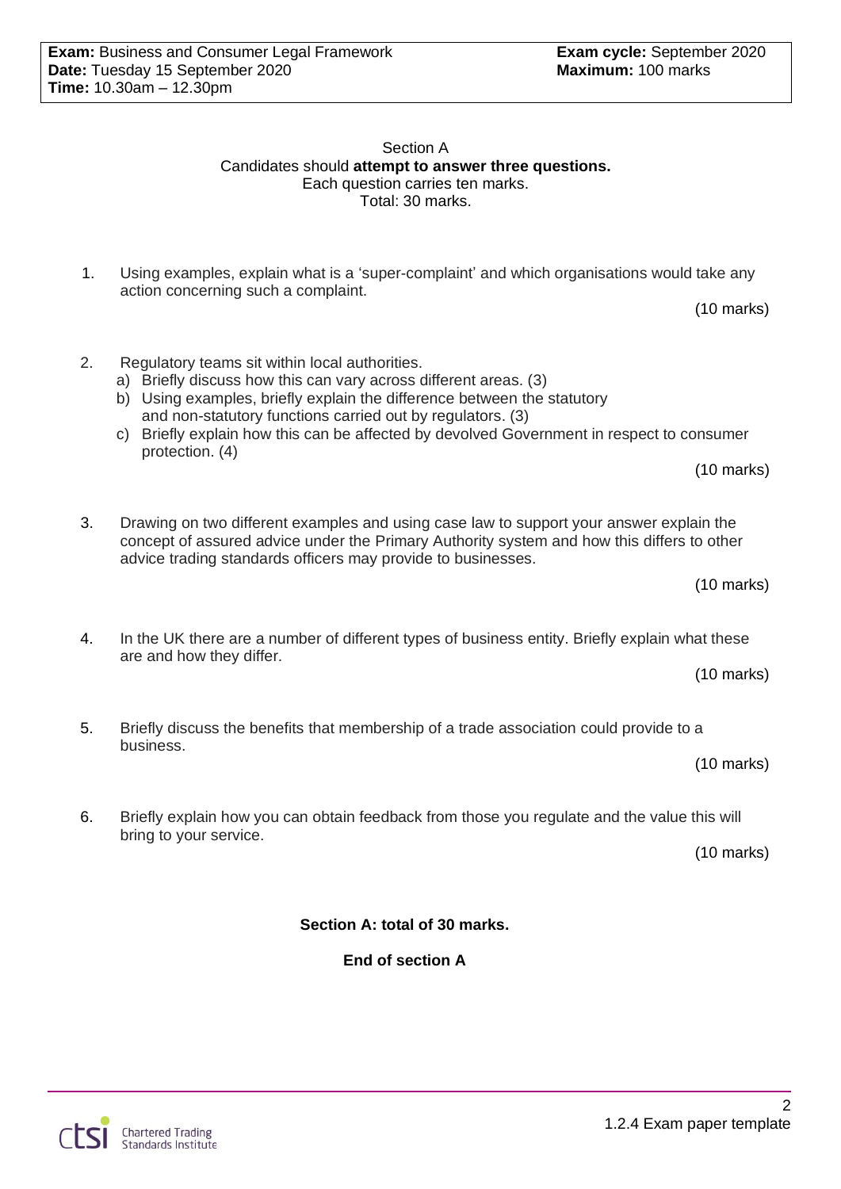**Exam:** Business and Consumer Legal Framework
**Date:** Tuesday 15 September 2020
**Time:** 10.30am – 12.30pm

**Exam cycle:** September 2020
**Maximum:** 100 marks

## Section A

Candidates should **attempt to answer three questions.**
Each question carries ten marks.
Total: 30 marks.

1. Using examples, explain what is a 'super-complaint' and which organisations would take any action concerning such a complaint.

   (10 marks)

2. Regulatory teams sit within local authorities.
   a) Briefly discuss how this can vary across different areas. (3)
   b) Using examples, briefly explain the difference between the statutory and non-statutory functions carried out by regulators. (3)
   c) Briefly explain how this can be affected by devolved Government in respect to consumer protection. (4)

   (10 marks)

3. Drawing on two different examples and using case law to support your answer explain the concept of assured advice under the Primary Authority system and how this differs to other advice trading standards officers may provide to businesses.

   (10 marks)

4. In the UK there are a number of different types of business entity. Briefly explain what these are and how they differ.

   (10 marks)

5. Briefly discuss the benefits that membership of a trade association could provide to a business.

   (10 marks)

6. Briefly explain how you can obtain feedback from those you regulate and the value this will bring to your service.

   (10 marks)

**Section A: total of 30 marks.**

**End of section A**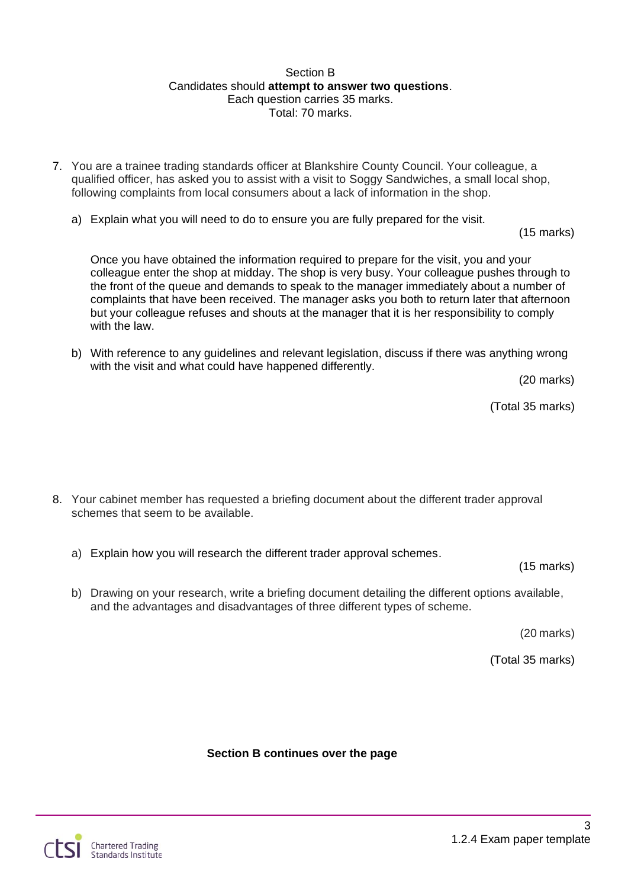Section B

Candidates should **attempt to answer two questions**.

Each question carries 35 marks.

Total: 70 marks.

7. You are a trainee trading standards officer at Blankshire County Council. Your colleague, a qualified officer, has asked you to assist with a visit to Soggy Sandwiches, a small local shop, following complaints from local consumers about a lack of information in the shop.

   a) Explain what you will need to do to ensure you are fully prepared for the visit.

   (15 marks)

   Once you have obtained the information required to prepare for the visit, you and your colleague enter the shop at midday. The shop is very busy. Your colleague pushes through to the front of the queue and demands to speak to the manager immediately about a number of complaints that have been received. The manager asks you both to return later that afternoon but your colleague refuses and shouts at the manager that it is her responsibility to comply with the law.

   b) With reference to any guidelines and relevant legislation, discuss if there was anything wrong with the visit and what could have happened differently.

   (20 marks)

   (Total 35 marks)

8. Your cabinet member has requested a briefing document about the different trader approval schemes that seem to be available.

   a) Explain how you will research the different trader approval schemes.

   (15 marks)

   b) Drawing on your research, write a briefing document detailing the different options available, and the advantages and disadvantages of three different types of scheme.

   (20 marks)

   (Total 35 marks)

**Section B continues over the page**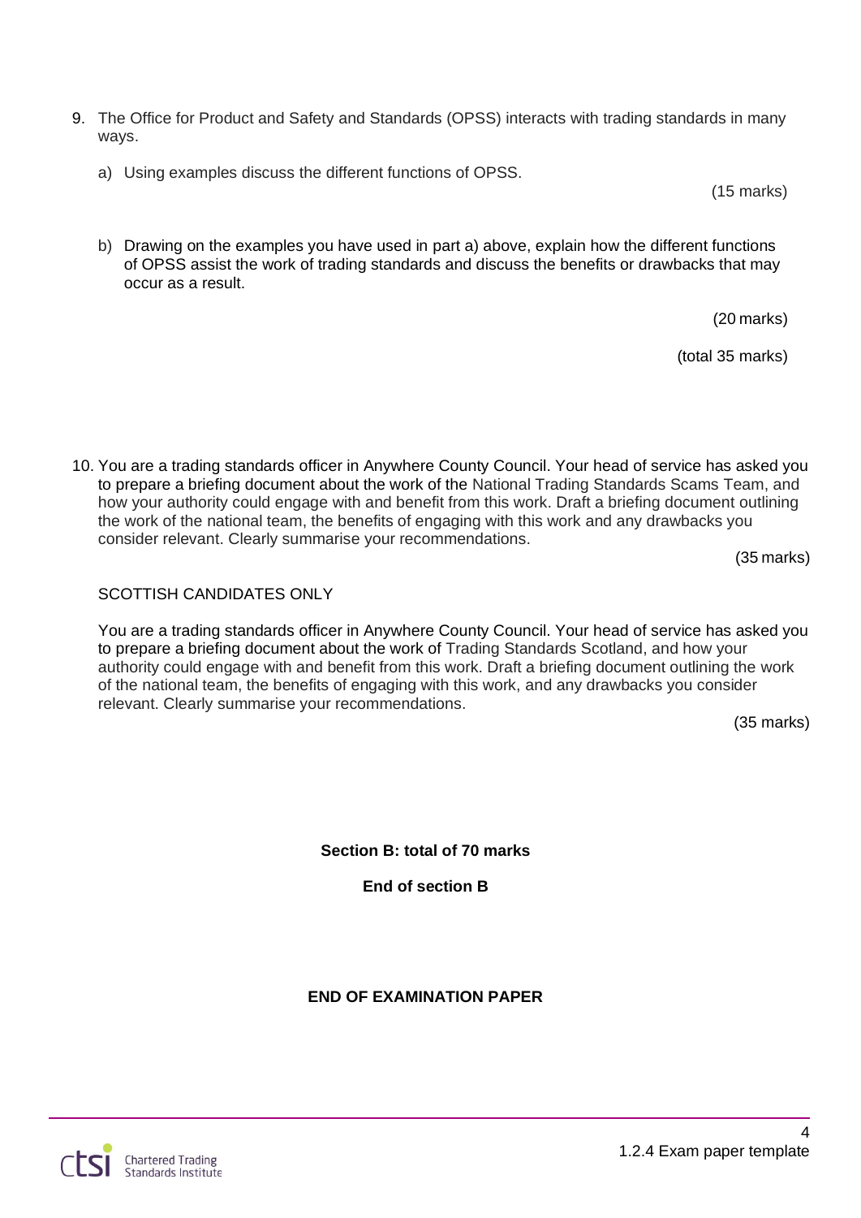9. The Office for Product and Safety and Standards (OPSS) interacts with trading standards in many ways.

   a) Using examples discuss the different functions of OPSS.

   (15 marks)

   b) Drawing on the examples you have used in part a) above, explain how the different functions of OPSS assist the work of trading standards and discuss the benefits or drawbacks that may occur as a result.

   (20 marks)

   (total 35 marks)

10. You are a trading standards officer in Anywhere County Council. Your head of service has asked you to prepare a briefing document about the work of the National Trading Standards Scams Team, and how your authority could engage with and benefit from this work. Draft a briefing document outlining the work of the national team, the benefits of engaging with this work and any drawbacks you consider relevant. Clearly summarise your recommendations.

    (35 marks)

    SCOTTISH CANDIDATES ONLY

    You are a trading standards officer in Anywhere County Council. Your head of service has asked you to prepare a briefing document about the work of Trading Standards Scotland, and how your authority could engage with and benefit from this work. Draft a briefing document outlining the work of the national team, the benefits of engaging with this work, and any drawbacks you consider relevant. Clearly summarise your recommendations.

    (35 marks)

**Section B: total of 70 marks**

**End of section B**

**END OF EXAMINATION PAPER**